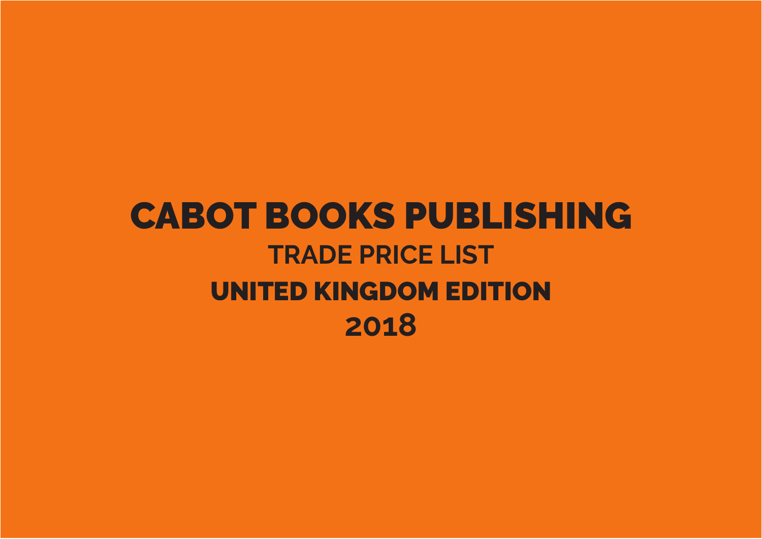# CABOT BOOKS PUBLISHING

## TRADE PRICE LIST

## UNITED KINGDOM EDITION

## 2018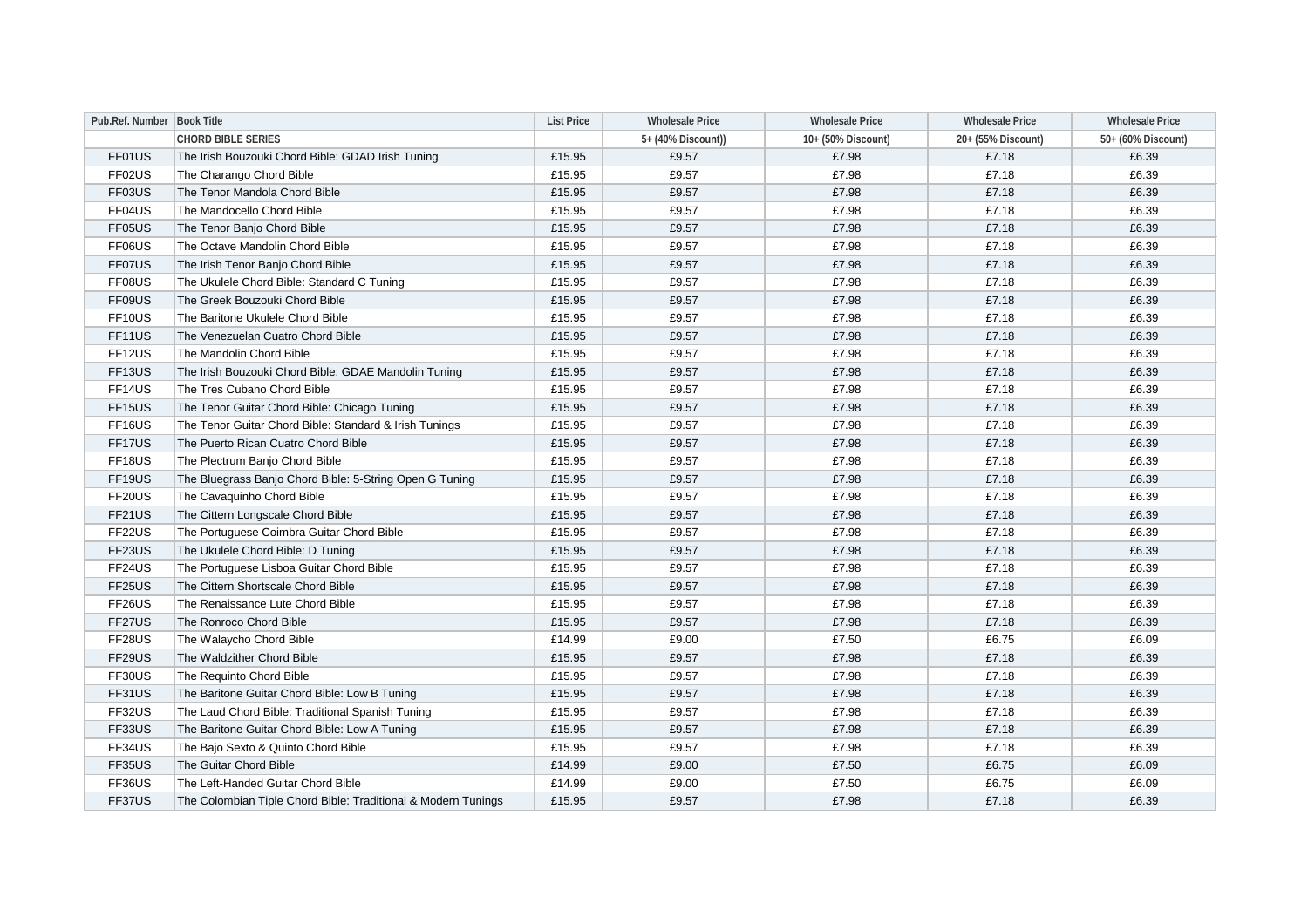| Pub.Ref. Number | Book Title | List Price | Wholesale Price | Wholesale Price | Wholesale Price | Wholesale Price |
|---|---|---|---|---|---|---|
| | CHORD BIBLE SERIES | | 5+ (40% Discount)) | 10+ (50% Discount) | 20+ (55% Discount) | 50+ (60% Discount) |
| FF01US | The Irish Bouzouki Chord Bible: GDAD Irish Tuning | £15.95 | £9.57 | £7.98 | £7.18 | £6.39 |
| FF02US | The Charango Chord Bible | £15.95 | £9.57 | £7.98 | £7.18 | £6.39 |
| FF03US | The Tenor Mandola Chord Bible | £15.95 | £9.57 | £7.98 | £7.18 | £6.39 |
| FF04US | The Mandocello Chord Bible | £15.95 | £9.57 | £7.98 | £7.18 | £6.39 |
| FF05US | The Tenor Banjo Chord Bible | £15.95 | £9.57 | £7.98 | £7.18 | £6.39 |
| FF06US | The Octave Mandolin Chord Bible | £15.95 | £9.57 | £7.98 | £7.18 | £6.39 |
| FF07US | The Irish Tenor Banjo Chord Bible | £15.95 | £9.57 | £7.98 | £7.18 | £6.39 |
| FF08US | The Ukulele Chord Bible: Standard C Tuning | £15.95 | £9.57 | £7.98 | £7.18 | £6.39 |
| FF09US | The Greek Bouzouki Chord Bible | £15.95 | £9.57 | £7.98 | £7.18 | £6.39 |
| FF10US | The Baritone Ukulele Chord Bible | £15.95 | £9.57 | £7.98 | £7.18 | £6.39 |
| FF11US | The Venezuelan Cuatro Chord Bible | £15.95 | £9.57 | £7.98 | £7.18 | £6.39 |
| FF12US | The Mandolin Chord Bible | £15.95 | £9.57 | £7.98 | £7.18 | £6.39 |
| FF13US | The Irish Bouzouki Chord Bible: GDAE Mandolin Tuning | £15.95 | £9.57 | £7.98 | £7.18 | £6.39 |
| FF14US | The Tres Cubano Chord Bible | £15.95 | £9.57 | £7.98 | £7.18 | £6.39 |
| FF15US | The Tenor Guitar Chord Bible: Chicago Tuning | £15.95 | £9.57 | £7.98 | £7.18 | £6.39 |
| FF16US | The Tenor Guitar Chord Bible: Standard & Irish Tunings | £15.95 | £9.57 | £7.98 | £7.18 | £6.39 |
| FF17US | The Puerto Rican Cuatro Chord Bible | £15.95 | £9.57 | £7.98 | £7.18 | £6.39 |
| FF18US | The Plectrum Banjo Chord Bible | £15.95 | £9.57 | £7.98 | £7.18 | £6.39 |
| FF19US | The Bluegrass Banjo Chord Bible: 5-String Open G Tuning | £15.95 | £9.57 | £7.98 | £7.18 | £6.39 |
| FF20US | The Cavaquinho Chord Bible | £15.95 | £9.57 | £7.98 | £7.18 | £6.39 |
| FF21US | The Cittern Longscale Chord Bible | £15.95 | £9.57 | £7.98 | £7.18 | £6.39 |
| FF22US | The Portuguese Coimbra Guitar Chord Bible | £15.95 | £9.57 | £7.98 | £7.18 | £6.39 |
| FF23US | The Ukulele Chord Bible: D Tuning | £15.95 | £9.57 | £7.98 | £7.18 | £6.39 |
| FF24US | The Portuguese Lisboa Guitar Chord Bible | £15.95 | £9.57 | £7.98 | £7.18 | £6.39 |
| FF25US | The Cittern Shortscale Chord Bible | £15.95 | £9.57 | £7.98 | £7.18 | £6.39 |
| FF26US | The Renaissance Lute Chord Bible | £15.95 | £9.57 | £7.98 | £7.18 | £6.39 |
| FF27US | The Ronroco Chord Bible | £15.95 | £9.57 | £7.98 | £7.18 | £6.39 |
| FF28US | The Walaycho Chord Bible | £14.99 | £9.00 | £7.50 | £6.75 | £6.09 |
| FF29US | The Waldzither Chord Bible | £15.95 | £9.57 | £7.98 | £7.18 | £6.39 |
| FF30US | The Requinto Chord Bible | £15.95 | £9.57 | £7.98 | £7.18 | £6.39 |
| FF31US | The Baritone Guitar Chord Bible: Low B Tuning | £15.95 | £9.57 | £7.98 | £7.18 | £6.39 |
| FF32US | The Laud Chord Bible: Traditional Spanish Tuning | £15.95 | £9.57 | £7.98 | £7.18 | £6.39 |
| FF33US | The Baritone Guitar Chord Bible: Low A Tuning | £15.95 | £9.57 | £7.98 | £7.18 | £6.39 |
| FF34US | The Bajo Sexto & Quinto Chord Bible | £15.95 | £9.57 | £7.98 | £7.18 | £6.39 |
| FF35US | The Guitar Chord Bible | £14.99 | £9.00 | £7.50 | £6.75 | £6.09 |
| FF36US | The Left-Handed Guitar Chord Bible | £14.99 | £9.00 | £7.50 | £6.75 | £6.09 |
| FF37US | The Colombian Tiple Chord Bible: Traditional & Modern Tunings | £15.95 | £9.57 | £7.98 | £7.18 | £6.39 |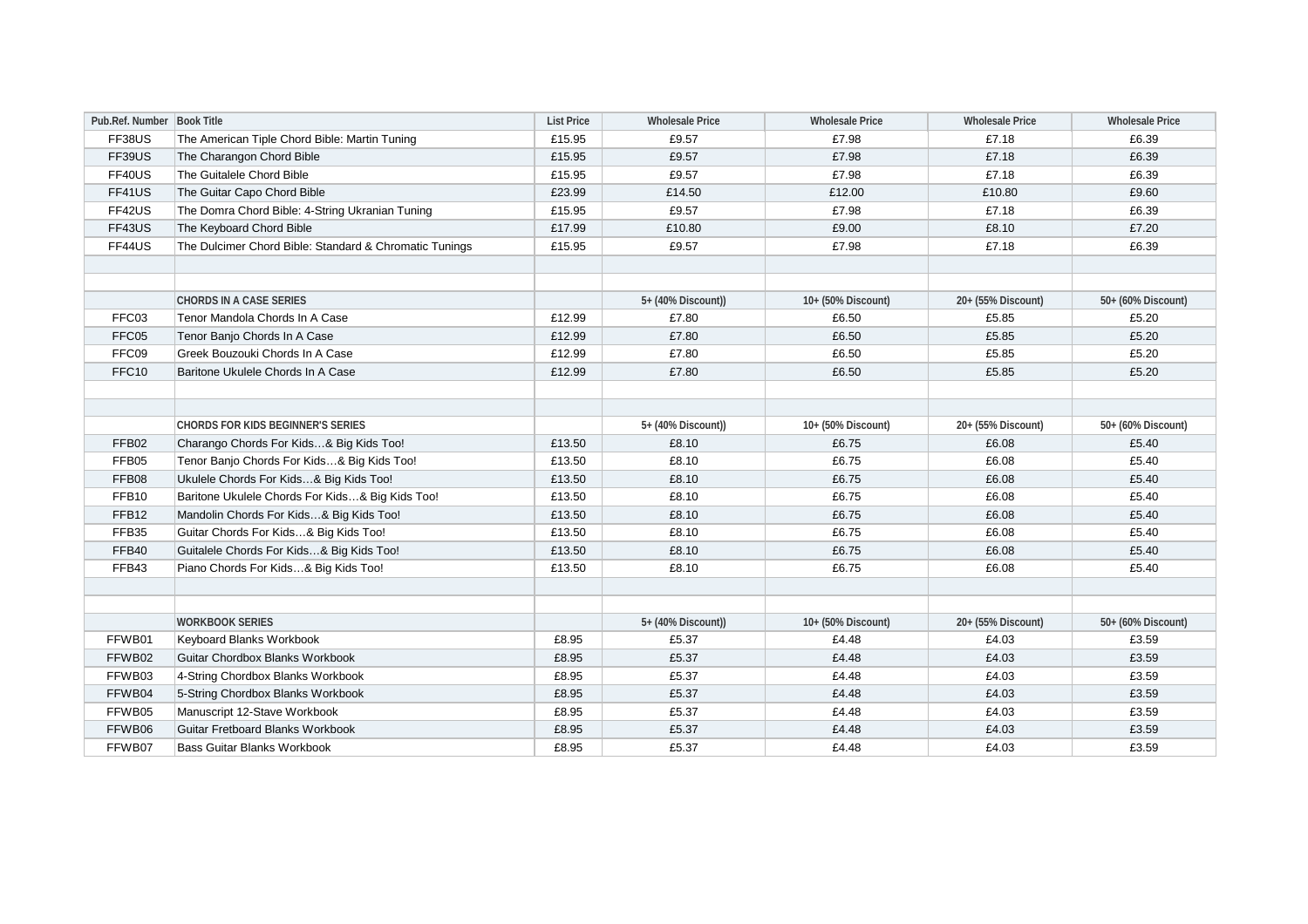| Pub.Ref. Number | Book Title | List Price | Wholesale Price | Wholesale Price | Wholesale Price | Wholesale Price |
|---|---|---|---|---|---|---|
| FF38US | The American Tiple Chord Bible: Martin Tuning | £15.95 | £9.57 | £7.98 | £7.18 | £6.39 |
| FF39US | The Charangon Chord Bible | £15.95 | £9.57 | £7.98 | £7.18 | £6.39 |
| FF40US | The Guitalele Chord Bible | £15.95 | £9.57 | £7.98 | £7.18 | £6.39 |
| FF41US | The Guitar Capo Chord Bible | £23.99 | £14.50 | £12.00 | £10.80 | £9.60 |
| FF42US | The Domra Chord Bible: 4-String Ukranian Tuning | £15.95 | £9.57 | £7.98 | £7.18 | £6.39 |
| FF43US | The Keyboard Chord Bible | £17.99 | £10.80 | £9.00 | £8.10 | £7.20 |
| FF44US | The Dulcimer Chord Bible: Standard & Chromatic Tunings | £15.95 | £9.57 | £7.98 | £7.18 | £6.39 |
| | | | | | | |
| | | | | | | |
| | CHORDS IN A CASE SERIES | | 5+ (40% Discount)) | 10+ (50% Discount) | 20+ (55% Discount) | 50+ (60% Discount) |
| FFC03 | Tenor Mandola Chords In A Case | £12.99 | £7.80 | £6.50 | £5.85 | £5.20 |
| FFC05 | Tenor Banjo Chords In A Case | £12.99 | £7.80 | £6.50 | £5.85 | £5.20 |
| FFC09 | Greek Bouzouki Chords In A Case | £12.99 | £7.80 | £6.50 | £5.85 | £5.20 |
| FFC10 | Baritone Ukulele Chords In A Case | £12.99 | £7.80 | £6.50 | £5.85 | £5.20 |
| | | | | | | |
| | | | | | | |
| | CHORDS FOR KIDS BEGINNER'S SERIES | | 5+ (40% Discount)) | 10+ (50% Discount) | 20+ (55% Discount) | 50+ (60% Discount) |
| FFB02 | Charango Chords For Kids…& Big Kids Too! | £13.50 | £8.10 | £6.75 | £6.08 | £5.40 |
| FFB05 | Tenor Banjo Chords For Kids…& Big Kids Too! | £13.50 | £8.10 | £6.75 | £6.08 | £5.40 |
| FFB08 | Ukulele Chords For Kids…& Big Kids Too! | £13.50 | £8.10 | £6.75 | £6.08 | £5.40 |
| FFB10 | Baritone Ukulele Chords For Kids…& Big Kids Too! | £13.50 | £8.10 | £6.75 | £6.08 | £5.40 |
| FFB12 | Mandolin Chords For Kids…& Big Kids Too! | £13.50 | £8.10 | £6.75 | £6.08 | £5.40 |
| FFB35 | Guitar Chords For Kids…& Big Kids Too! | £13.50 | £8.10 | £6.75 | £6.08 | £5.40 |
| FFB40 | Guitalele Chords For Kids…& Big Kids Too! | £13.50 | £8.10 | £6.75 | £6.08 | £5.40 |
| FFB43 | Piano Chords For Kids…& Big Kids Too! | £13.50 | £8.10 | £6.75 | £6.08 | £5.40 |
| | | | | | | |
| | | | | | | |
| | WORKBOOK SERIES | | 5+ (40% Discount)) | 10+ (50% Discount) | 20+ (55% Discount) | 50+ (60% Discount) |
| FFWB01 | Keyboard Blanks Workbook | £8.95 | £5.37 | £4.48 | £4.03 | £3.59 |
| FFWB02 | Guitar Chordbox Blanks Workbook | £8.95 | £5.37 | £4.48 | £4.03 | £3.59 |
| FFWB03 | 4-String Chordbox Blanks Workbook | £8.95 | £5.37 | £4.48 | £4.03 | £3.59 |
| FFWB04 | 5-String Chordbox Blanks Workbook | £8.95 | £5.37 | £4.48 | £4.03 | £3.59 |
| FFWB05 | Manuscript 12-Stave Workbook | £8.95 | £5.37 | £4.48 | £4.03 | £3.59 |
| FFWB06 | Guitar Fretboard Blanks Workbook | £8.95 | £5.37 | £4.48 | £4.03 | £3.59 |
| FFWB07 | Bass Guitar Blanks Workbook | £8.95 | £5.37 | £4.48 | £4.03 | £3.59 |